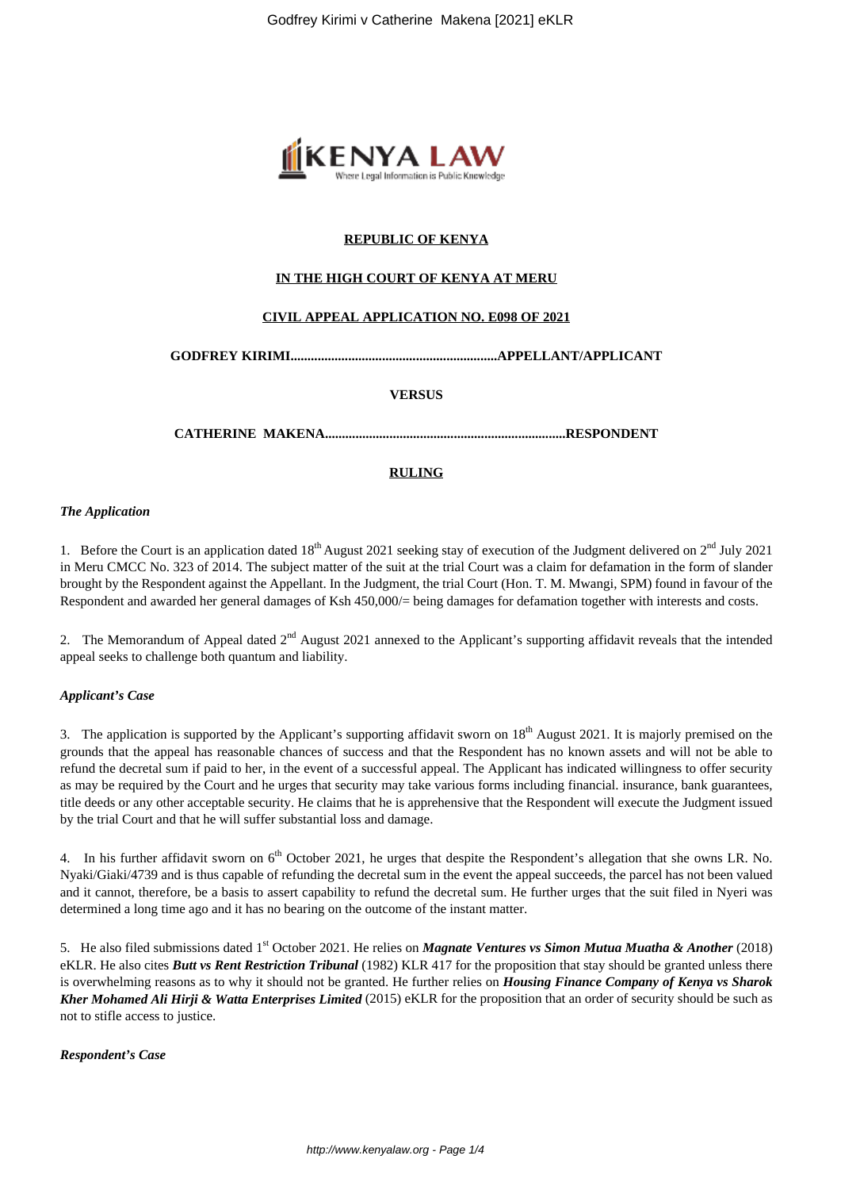**REPUBLIC OF KENYA**

**IN THE HIGH COURT OF KENYA AT MERU**

**CIVIL APPEAL APPLICATION NO. E098 OF 2021**

**GODFREY KIRIMI............................................................APPELLANT/APPLICANT**

**VERSUS**

**CATHERINE MAKENA......................................................................RESPONDENT**

**RULING**

***The Application***

1. Before the Court is an application dated 18th August 2021 seeking stay of execution of the Judgment delivered on 2nd July 2021 in Meru CMCC No. 323 of 2014. The subject matter of the suit at the trial Court was a claim for defamation in the form of slander brought by the Respondent against the Appellant. In the Judgment, the trial Court (Hon. T. M. Mwangi, SPM) found in favour of the Respondent and awarded her general damages of Ksh 450,000/= being damages for defamation together with interests and costs.

2. The Memorandum of Appeal dated 2nd August 2021 annexed to the Applicant's supporting affidavit reveals that the intended appeal seeks to challenge both quantum and liability.

***Applicant's Case***

3. The application is supported by the Applicant's supporting affidavit sworn on 18th August 2021. It is majorly premised on the grounds that the appeal has reasonable chances of success and that the Respondent has no known assets and will not be able to refund the decretal sum if paid to her, in the event of a successful appeal. The Applicant has indicated willingness to offer security as may be required by the Court and he urges that security may take various forms including financial. insurance, bank guarantees, title deeds or any other acceptable security. He claims that he is apprehensive that the Respondent will execute the Judgment issued by the trial Court and that he will suffer substantial loss and damage.

4. In his further affidavit sworn on 6th October 2021, he urges that despite the Respondent's allegation that she owns LR. No. Nyaki/Giaki/4739 and is thus capable of refunding the decretal sum in the event the appeal succeeds, the parcel has not been valued and it cannot, therefore, be a basis to assert capability to refund the decretal sum. He further urges that the suit filed in Nyeri was determined a long time ago and it has no bearing on the outcome of the instant matter.

5. He also filed submissions dated 1st October 2021. He relies on ***Magnate Ventures vs Simon Mutua Muatha & Another*** (2018) eKLR. He also cites ***Butt vs Rent Restriction Tribunal*** (1982) KLR 417 for the proposition that stay should be granted unless there is overwhelming reasons as to why it should not be granted. He further relies on ***Housing Finance Company of Kenya vs Sharok Kher Mohamed Ali Hirji & Watta Enterprises Limited*** (2015) eKLR for the proposition that an order of security should be such as not to stifle access to justice.

***Respondent's Case***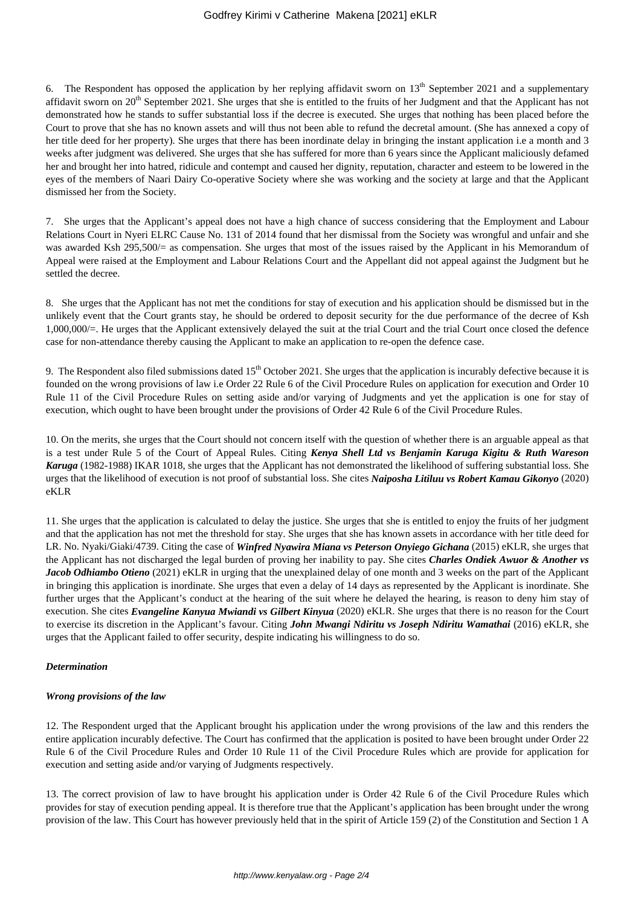6. The Respondent has opposed the application by her replying affidavit sworn on 13[th] September 2021 and a supplementary affidavit sworn on 20[th] September 2021. She urges that she is entitled to the fruits of her Judgment and that the Applicant has not demonstrated how he stands to suffer substantial loss if the decree is executed. She urges that nothing has been placed before the Court to prove that she has no known assets and will thus not been able to refund the decretal amount. (She has annexed a copy of her title deed for her property). She urges that there has been inordinate delay in bringing the instant application i.e a month and 3 weeks after judgment was delivered. She urges that she has suffered for more than 6 years since the Applicant maliciously defamed her and brought her into hatred, ridicule and contempt and caused her dignity, reputation, character and esteem to be lowered in the eyes of the members of Naari Dairy Co-operative Society where she was working and the society at large and that the Applicant dismissed her from the Society.

7. She urges that the Applicant's appeal does not have a high chance of success considering that the Employment and Labour Relations Court in Nyeri ELRC Cause No. 131 of 2014 found that her dismissal from the Society was wrongful and unfair and she was awarded Ksh 295,500/= as compensation. She urges that most of the issues raised by the Applicant in his Memorandum of Appeal were raised at the Employment and Labour Relations Court and the Appellant did not appeal against the Judgment but he settled the decree.

8. She urges that the Applicant has not met the conditions for stay of execution and his application should be dismissed but in the unlikely event that the Court grants stay, he should be ordered to deposit security for the due performance of the decree of Ksh 1,000,000/=. He urges that the Applicant extensively delayed the suit at the trial Court and the trial Court once closed the defence case for non-attendance thereby causing the Applicant to make an application to re-open the defence case.

9. The Respondent also filed submissions dated 15[th] October 2021. She urges that the application is incurably defective because it is founded on the wrong provisions of law i.e Order 22 Rule 6 of the Civil Procedure Rules on application for execution and Order 10 Rule 11 of the Civil Procedure Rules on setting aside and/or varying of Judgments and yet the application is one for stay of execution, which ought to have been brought under the provisions of Order 42 Rule 6 of the Civil Procedure Rules.

10. On the merits, she urges that the Court should not concern itself with the question of whether there is an arguable appeal as that is a test under Rule 5 of the Court of Appeal Rules. Citing ***Kenya Shell Ltd vs Benjamin Karuga Kigitu & Ruth Wareson Karuga*** (1982-1988) IKAR 1018, she urges that the Applicant has not demonstrated the likelihood of suffering substantial loss. She urges that the likelihood of execution is not proof of substantial loss. She cites ***Naiposha Litiluu vs Robert Kamau Gikonyo*** (2020) eKLR

11. She urges that the application is calculated to delay the justice. She urges that she is entitled to enjoy the fruits of her judgment and that the application has not met the threshold for stay. She urges that she has known assets in accordance with her title deed for LR. No. Nyaki/Giaki/4739. Citing the case of ***Winfred Nyawira Miana vs Peterson Onyiego Gichana*** (2015) eKLR, she urges that the Applicant has not discharged the legal burden of proving her inability to pay. She cites ***Charles Ondiek Awuor & Another vs Jacob Odhiambo Otieno*** (2021) eKLR in urging that the unexplained delay of one month and 3 weeks on the part of the Applicant in bringing this application is inordinate. She urges that even a delay of 14 days as represented by the Applicant is inordinate. She further urges that the Applicant's conduct at the hearing of the suit where he delayed the hearing, is reason to deny him stay of execution. She cites ***Evangeline Kanyua Mwiandi vs Gilbert Kinyua*** (2020) eKLR. She urges that there is no reason for the Court to exercise its discretion in the Applicant's favour. Citing ***John Mwangi Ndiritu vs Joseph Ndiritu Wamathai*** (2016) eKLR, she urges that the Applicant failed to offer security, despite indicating his willingness to do so.

***Determination***

***Wrong provisions of the law***

12. The Respondent urged that the Applicant brought his application under the wrong provisions of the law and this renders the entire application incurably defective. The Court has confirmed that the application is posited to have been brought under Order 22 Rule 6 of the Civil Procedure Rules and Order 10 Rule 11 of the Civil Procedure Rules which are provide for application for execution and setting aside and/or varying of Judgments respectively.

13. The correct provision of law to have brought his application under is Order 42 Rule 6 of the Civil Procedure Rules which provides for stay of execution pending appeal. It is therefore true that the Applicant's application has been brought under the wrong provision of the law. This Court has however previously held that in the spirit of Article 159 (2) of the Constitution and Section 1 A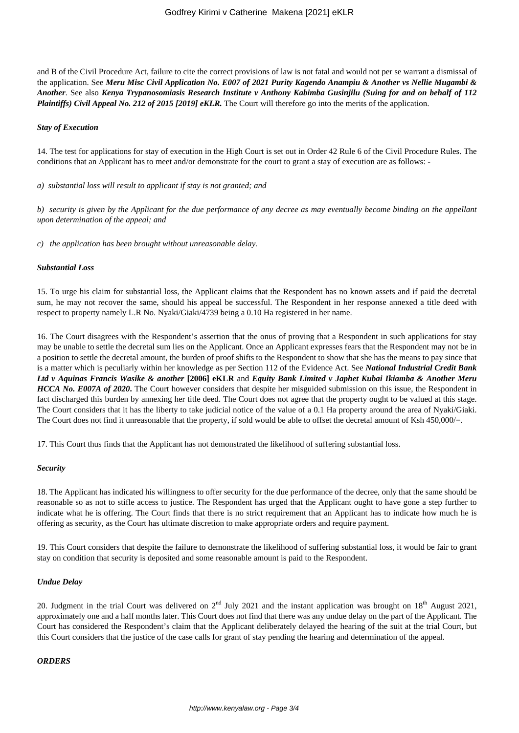and B of the Civil Procedure Act, failure to cite the correct provisions of law is not fatal and would not per se warrant a dismissal of the application. See ***Meru Misc Civil Application No. E007 of 2021 Purity Kagendo Anampiu & Another vs Nellie Mugambi & Another***. See also ***Kenya Trypanosomiasis Research Institute v Anthony Kabimba Gusinjilu (Suing for and on behalf of 112 Plaintiffs) Civil Appeal No. 212 of 2015 [2019] eKLR.*** The Court will therefore go into the merits of the application.

***Stay of Execution***

14. The test for applications for stay of execution in the High Court is set out in Order 42 Rule 6 of the Civil Procedure Rules. The conditions that an Applicant has to meet and/or demonstrate for the court to grant a stay of execution are as follows: -

*a) substantial loss will result to applicant if stay is not granted; and*

*b) security is given by the Applicant for the due performance of any decree as may eventually become binding on the appellant upon determination of the appeal; and*

*c) the application has been brought without unreasonable delay.*

***Substantial Loss***

15. To urge his claim for substantial loss, the Applicant claims that the Respondent has no known assets and if paid the decretal sum, he may not recover the same, should his appeal be successful. The Respondent in her response annexed a title deed with respect to property namely L.R No. Nyaki/Giaki/4739 being a 0.10 Ha registered in her name.

16. The Court disagrees with the Respondent's assertion that the onus of proving that a Respondent in such applications for stay may be unable to settle the decretal sum lies on the Applicant. Once an Applicant expresses fears that the Respondent may not be in a position to settle the decretal amount, the burden of proof shifts to the Respondent to show that she has the means to pay since that is a matter which is peculiarly within her knowledge as per Section 112 of the Evidence Act. See ***National Industrial Credit Bank Ltd v Aquinas Francis Wasike & another* [2006] eKLR** and ***Equity Bank Limited v Japhet Kubai Ikiamba & Another Meru HCCA No. E007A of 2020***. The Court however considers that despite her misguided submission on this issue, the Respondent in fact discharged this burden by annexing her title deed. The Court does not agree that the property ought to be valued at this stage. The Court considers that it has the liberty to take judicial notice of the value of a 0.1 Ha property around the area of Nyaki/Giaki. The Court does not find it unreasonable that the property, if sold would be able to offset the decretal amount of Ksh 450,000/=.

17. This Court thus finds that the Applicant has not demonstrated the likelihood of suffering substantial loss.

***Security***

18. The Applicant has indicated his willingness to offer security for the due performance of the decree, only that the same should be reasonable so as not to stifle access to justice. The Respondent has urged that the Applicant ought to have gone a step further to indicate what he is offering. The Court finds that there is no strict requirement that an Applicant has to indicate how much he is offering as security, as the Court has ultimate discretion to make appropriate orders and require payment.

19. This Court considers that despite the failure to demonstrate the likelihood of suffering substantial loss, it would be fair to grant stay on condition that security is deposited and some reasonable amount is paid to the Respondent.

***Undue Delay***

20. Judgment in the trial Court was delivered on 2nd July 2021 and the instant application was brought on 18th August 2021, approximately one and a half months later. This Court does not find that there was any undue delay on the part of the Applicant. The Court has considered the Respondent's claim that the Applicant deliberately delayed the hearing of the suit at the trial Court, but this Court considers that the justice of the case calls for grant of stay pending the hearing and determination of the appeal.

***ORDERS***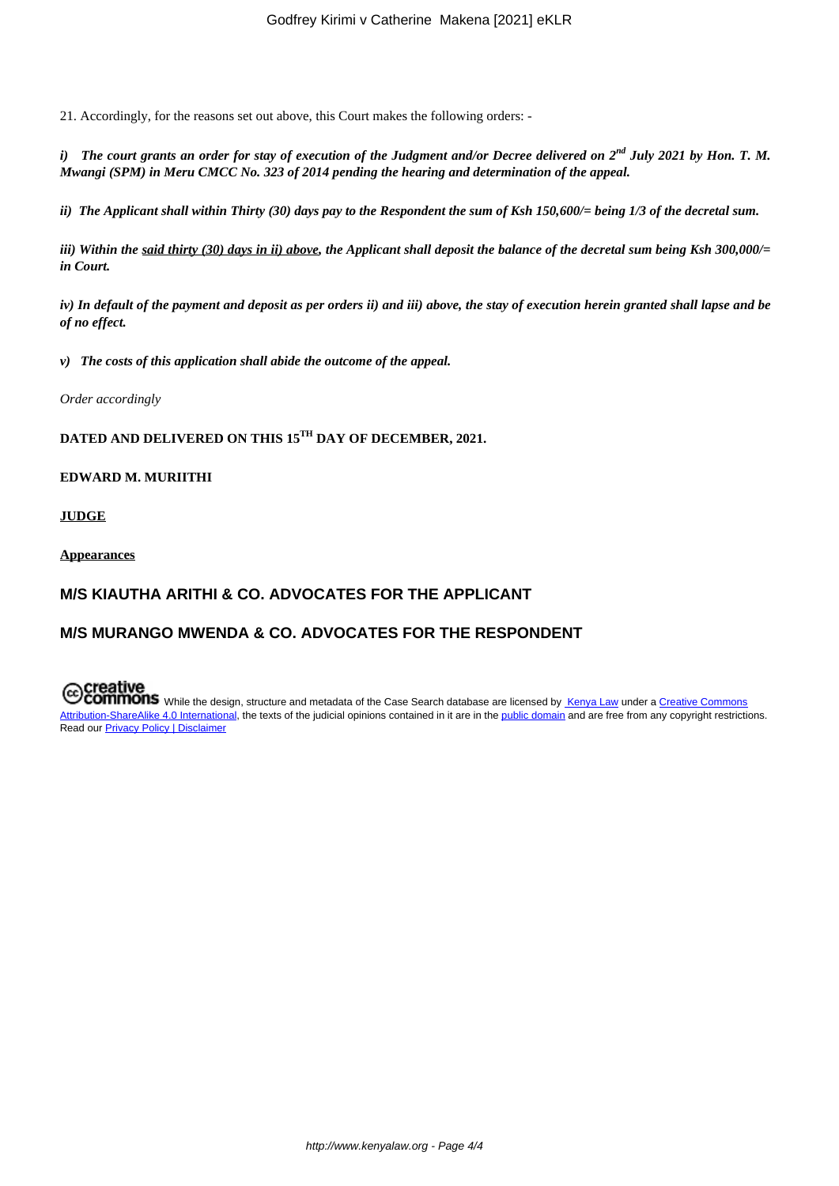21. Accordingly, for the reasons set out above, this Court makes the following orders: -

***i) The court grants an order for stay of execution of the Judgment and/or Decree delivered on 2nd July 2021 by Hon. T. M. Mwangi (SPM) in Meru CMCC No. 323 of 2014 pending the hearing and determination of the appeal.***

***ii) The Applicant shall within Thirty (30) days pay to the Respondent the sum of Ksh 150,600/= being 1/3 of the decretal sum.***

***iii) Within the said thirty (30) days in ii) above, the Applicant shall deposit the balance of the decretal sum being Ksh 300,000/= in Court.***

***iv) In default of the payment and deposit as per orders ii) and iii) above, the stay of execution herein granted shall lapse and be of no effect.***

***v) The costs of this application shall abide the outcome of the appeal.***

*Order accordingly*

**DATED AND DELIVERED ON THIS 15TH DAY OF DECEMBER, 2021.**

**EDWARD M. MURIITHI**

**JUDGE**

**Appearances**

**M/S KIAUTHA ARITHI & CO. ADVOCATES FOR THE APPLICANT**

**M/S MURANGO MWENDA & CO. ADVOCATES FOR THE RESPONDENT**

While the design, structure and metadata of the Case Search database are licensed by Kenya Law under a Creative Commons Attribution-ShareAlike 4.0 International, the texts of the judicial opinions contained in it are in the public domain and are free from any copyright restrictions. Read our Privacy Policy | Disclaimer